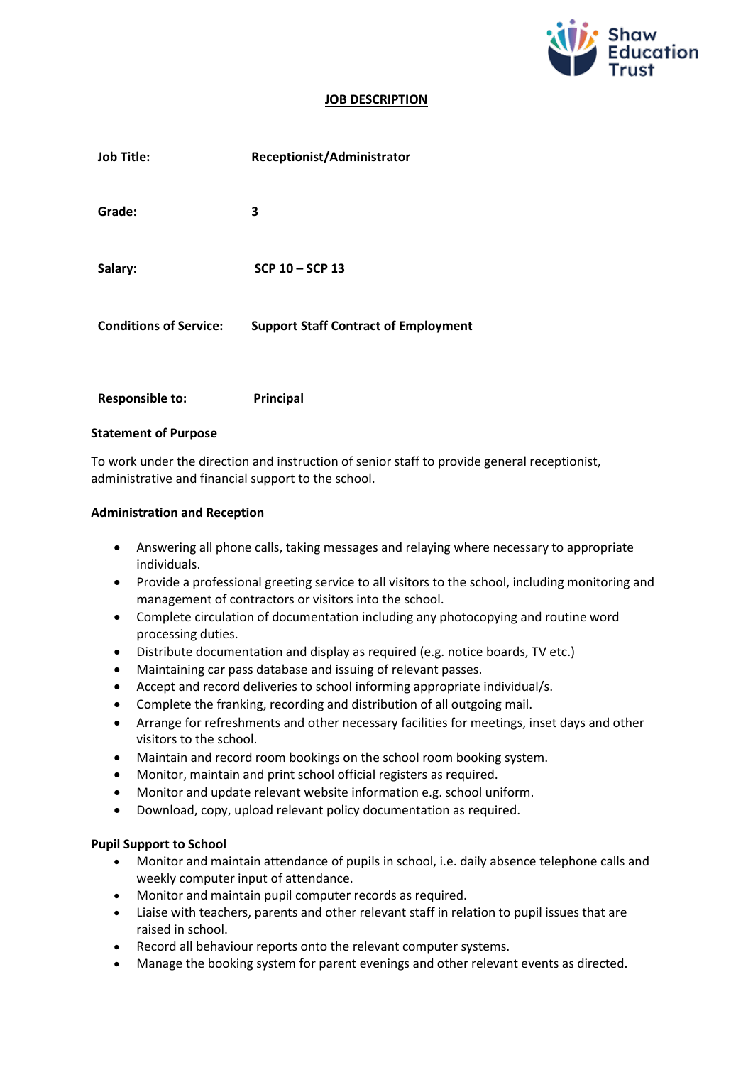# JOB DESCRIPTION

| | |
|---|---|
| **Job Title:** | **Receptionist/Administrator** |
| **Grade:** | **3** |
| **Salary:** | **SCP 10 – SCP 13** |
| **Conditions of Service:** | **Support Staff Contract of Employment** |
| **Responsible to:** | **Principal** |

**Statement of Purpose**

To work under the direction and instruction of senior staff to provide general receptionist, administrative and financial support to the school.

**Administration and Reception**

- Answering all phone calls, taking messages and relaying where necessary to appropriate individuals.
- Provide a professional greeting service to all visitors to the school, including monitoring and management of contractors or visitors into the school.
- Complete circulation of documentation including any photocopying and routine word processing duties.
- Distribute documentation and display as required (e.g. notice boards, TV etc.)
- Maintaining car pass database and issuing of relevant passes.
- Accept and record deliveries to school informing appropriate individual/s.
- Complete the franking, recording and distribution of all outgoing mail.
- Arrange for refreshments and other necessary facilities for meetings, inset days and other visitors to the school.
- Maintain and record room bookings on the school room booking system.
- Monitor, maintain and print school official registers as required.
- Monitor and update relevant website information e.g. school uniform.
- Download, copy, upload relevant policy documentation as required.

**Pupil Support to School**

- Monitor and maintain attendance of pupils in school, i.e. daily absence telephone calls and weekly computer input of attendance.
- Monitor and maintain pupil computer records as required.
- Liaise with teachers, parents and other relevant staff in relation to pupil issues that are raised in school.
- Record all behaviour reports onto the relevant computer systems.
- Manage the booking system for parent evenings and other relevant events as directed.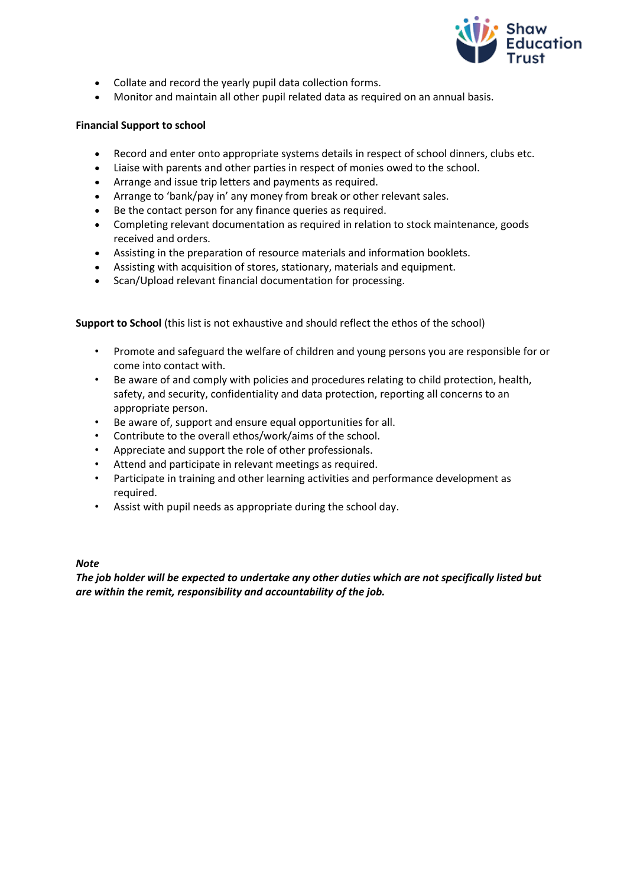- Collate and record the yearly pupil data collection forms.
- Monitor and maintain all other pupil related data as required on an annual basis.

**Financial Support to school**

- Record and enter onto appropriate systems details in respect of school dinners, clubs etc.
- Liaise with parents and other parties in respect of monies owed to the school.
- Arrange and issue trip letters and payments as required.
- Arrange to 'bank/pay in' any money from break or other relevant sales.
- Be the contact person for any finance queries as required.
- Completing relevant documentation as required in relation to stock maintenance, goods received and orders.
- Assisting in the preparation of resource materials and information booklets.
- Assisting with acquisition of stores, stationary, materials and equipment.
- Scan/Upload relevant financial documentation for processing.

**Support to School** (this list is not exhaustive and should reflect the ethos of the school)

- Promote and safeguard the welfare of children and young persons you are responsible for or come into contact with.
- Be aware of and comply with policies and procedures relating to child protection, health, safety, and security, confidentiality and data protection, reporting all concerns to an appropriate person.
- Be aware of, support and ensure equal opportunities for all.
- Contribute to the overall ethos/work/aims of the school.
- Appreciate and support the role of other professionals.
- Attend and participate in relevant meetings as required.
- Participate in training and other learning activities and performance development as required.
- Assist with pupil needs as appropriate during the school day.

***Note***

***The job holder will be expected to undertake any other duties which are not specifically listed but are within the remit, responsibility and accountability of the job.***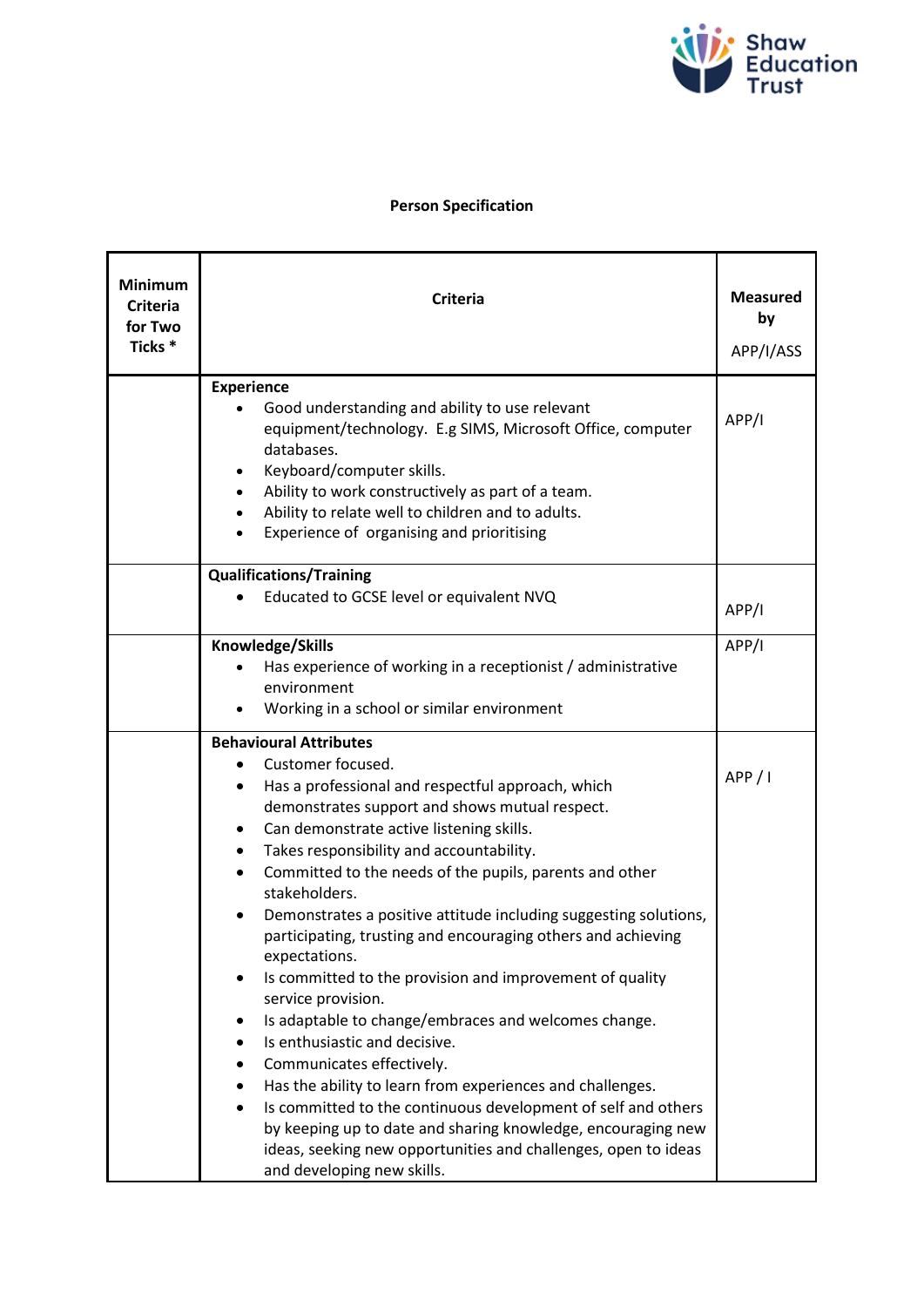**Person Specification**

| Minimum Criteria for Two Ticks * | Criteria | Measured by APP/I/ASS |
|---|---|---|
| | **Experience**<br>• Good understanding and ability to use relevant equipment/technology. E.g SIMS, Microsoft Office, computer databases.<br>• Keyboard/computer skills.<br>• Ability to work constructively as part of a team.<br>• Ability to relate well to children and to adults.<br>• Experience of organising and prioritising | APP/I |
| | **Qualifications/Training**<br>• Educated to GCSE level or equivalent NVQ | APP/I |
| | **Knowledge/Skills**<br>• Has experience of working in a receptionist / administrative environment<br>• Working in a school or similar environment | APP/I |
| | **Behavioural Attributes**<br>• Customer focused.<br>• Has a professional and respectful approach, which demonstrates support and shows mutual respect.<br>• Can demonstrate active listening skills.<br>• Takes responsibility and accountability.<br>• Committed to the needs of the pupils, parents and other stakeholders.<br>• Demonstrates a positive attitude including suggesting solutions, participating, trusting and encouraging others and achieving expectations.<br>• Is committed to the provision and improvement of quality service provision.<br>• Is adaptable to change/embraces and welcomes change.<br>• Is enthusiastic and decisive.<br>• Communicates effectively.<br>• Has the ability to learn from experiences and challenges.<br>• Is committed to the continuous development of self and others by keeping up to date and sharing knowledge, encouraging new ideas, seeking new opportunities and challenges, open to ideas and developing new skills. | APP / I |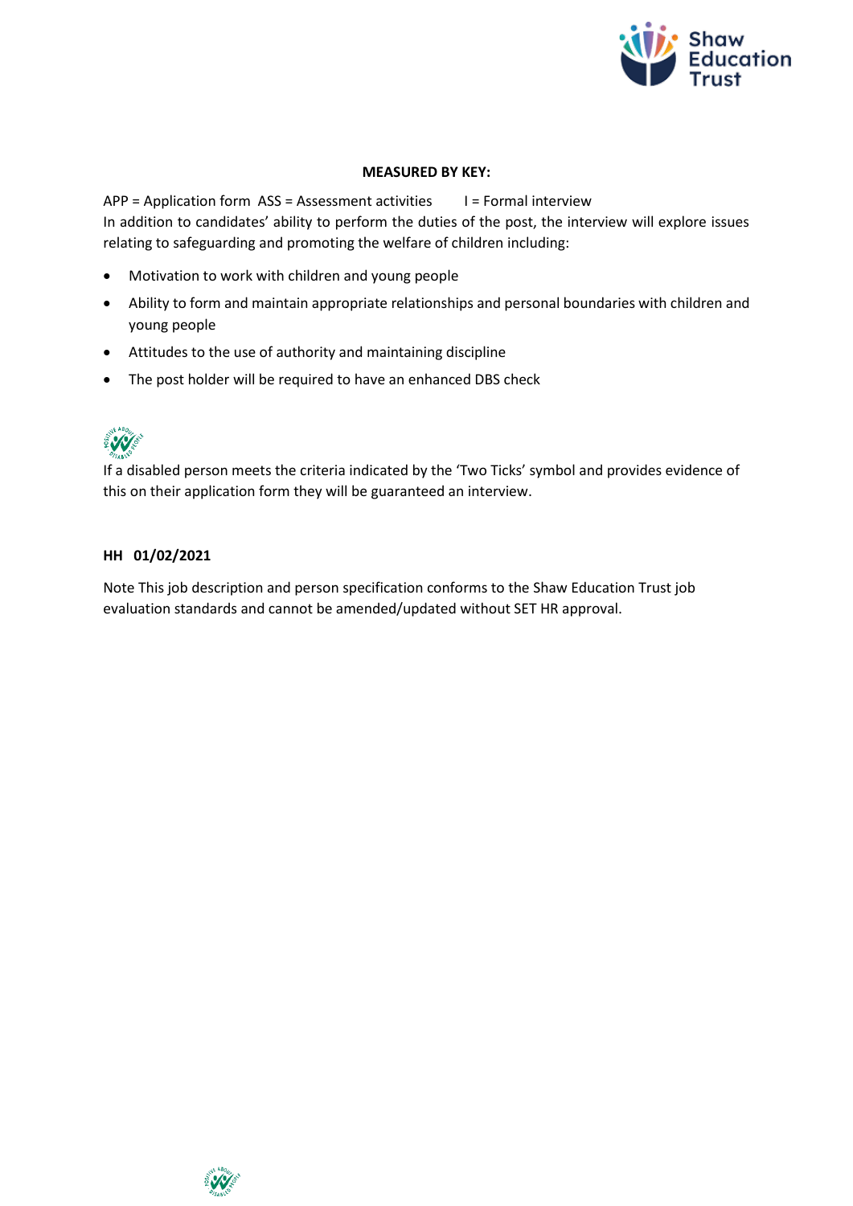**MEASURED BY KEY:**

APP = Application form  ASS = Assessment activities   I = Formal interview

In addition to candidates' ability to perform the duties of the post, the interview will explore issues relating to safeguarding and promoting the welfare of children including:

- Motivation to work with children and young people
- Ability to form and maintain appropriate relationships and personal boundaries with children and young people
- Attitudes to the use of authority and maintaining discipline
- The post holder will be required to have an enhanced DBS check

If a disabled person meets the criteria indicated by the 'Two Ticks' symbol and provides evidence of this on their application form they will be guaranteed an interview.

**HH 01/02/2021**

Note This job description and person specification conforms to the Shaw Education Trust job evaluation standards and cannot be amended/updated without SET HR approval.